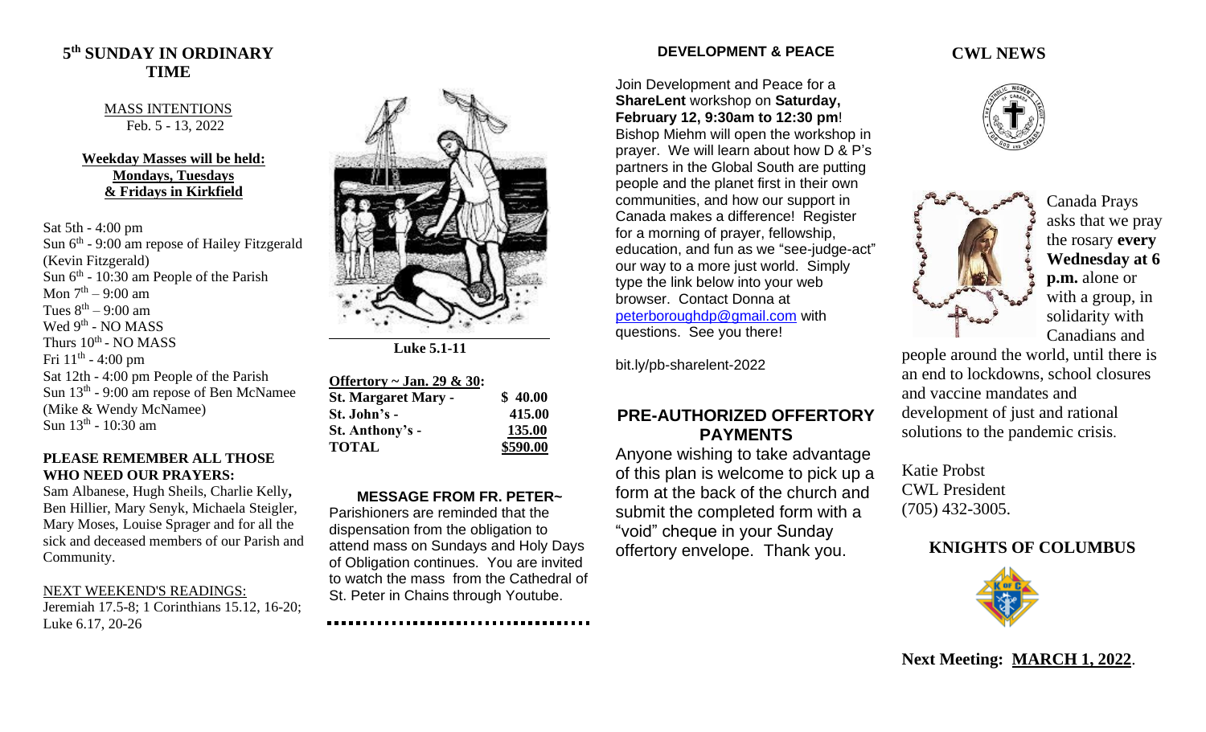## 5th SUNDAY IN ORDINARY TIME

MASS INTENTIONS
Feb. 5 - 13, 2022

**Weekday Masses will be held: Mondays, Tuesdays & Fridays in Kirkfield**

Sat 5th - 4:00 pm
Sun 6th - 9:00 am repose of Hailey Fitzgerald (Kevin Fitzgerald)
Sun 6th - 10:30 am People of the Parish
Mon 7th – 9:00 am
Tues 8th – 9:00 am
Wed 9th - NO MASS
Thurs 10th - NO MASS
Fri 11th - 4:00 pm
Sat 12th - 4:00 pm People of the Parish
Sun 13th - 9:00 am repose of Ben McNamee (Mike & Wendy McNamee)
Sun 13th - 10:30 am

**PLEASE REMEMBER ALL THOSE WHO NEED OUR PRAYERS:**
Sam Albanese, Hugh Sheils, Charlie Kelly, Ben Hillier, Mary Senyk, Michaela Steigler, Mary Moses, Louise Sprager and for all the sick and deceased members of our Parish and Community.

NEXT WEEKEND'S READINGS:
Jeremiah 17.5-8; 1 Corinthians 15.12, 16-20; Luke 6.17, 20-26

**Luke 5.1-11**

**Offertory ~ Jan. 29 & 30:**

| | |
|---|---|
| **St. Margaret Mary -** | **$ 40.00** |
| **St. John's -** | **415.00** |
| **St. Anthony's -** | **135.00** |
| **TOTAL** | **$590.00** |

### MESSAGE FROM FR. PETER~

Parishioners are reminded that the dispensation from the obligation to attend mass on Sundays and Holy Days of Obligation continues. You are invited to watch the mass from the Cathedral of St. Peter in Chains through Youtube.

### DEVELOPMENT & PEACE

Join Development and Peace for a **ShareLent** workshop on **Saturday, February 12, 9:30am to 12:30 pm**! Bishop Miehm will open the workshop in prayer. We will learn about how D & P's partners in the Global South are putting people and the planet first in their own communities, and how our support in Canada makes a difference! Register for a morning of prayer, fellowship, education, and fun as we "see-judge-act" our way to a more just world. Simply type the link below into your web browser. Contact Donna at peterboroughdp@gmail.com with questions. See you there!

bit.ly/pb-sharelent-2022

### PRE-AUTHORIZED OFFERTORY PAYMENTS

Anyone wishing to take advantage of this plan is welcome to pick up a form at the back of the church and submit the completed form with a "void" cheque in your Sunday offertory envelope. Thank you.

## CWL NEWS

Canada Prays asks that we pray the rosary **every Wednesday at 6 p.m.** alone or with a group, in solidarity with Canadians and people around the world, until there is an end to lockdowns, school closures and vaccine mandates and development of just and rational solutions to the pandemic crisis.

Katie Probst
CWL President
(705) 432-3005.

## KNIGHTS OF COLUMBUS

**Next Meeting: MARCH 1, 2022**.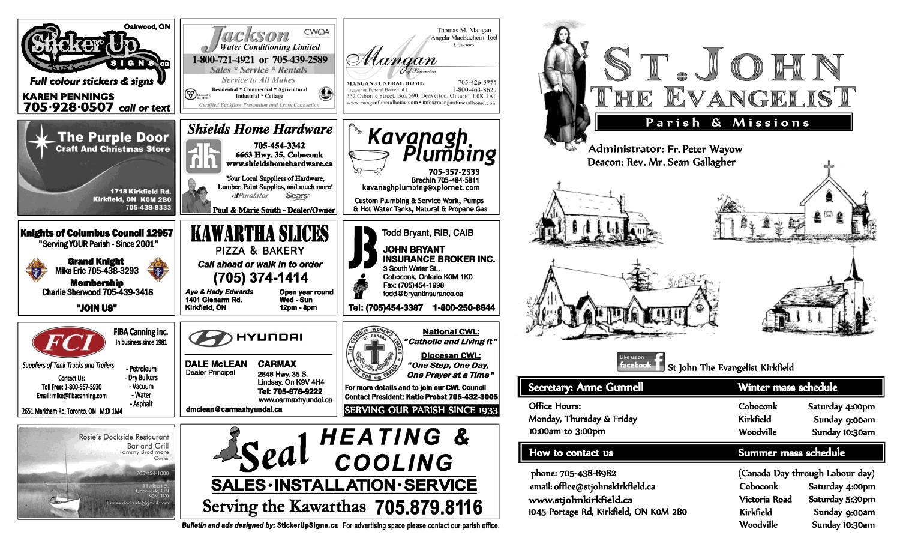Oakwood, ON

**Sticker Up SIGNS.ca**

*Full colour stickers & signs*

**KAREN PENNINGS**
**705·928·0507** *call or text*

---

**Jackson Water Conditioning Limited** CWQA

**1-800-721-4921 or 705-439-2589**

*Sales * Service * Rentals*

*Service to All Makes*

Residential * Commercial * Agricultural
Industrial * Cottage

*Certified Backflow Prevention and Cross Connection*

---

Thomas M. Mangan
Angela MacEachern-Teel
*Directors*

**Mangan** *of Beaverton*

MANGAN FUNERAL HOME
(Beaverton Funeral Home Ltd.)
332 Osborne Street, Box 590, Beaverton, Ontario L0K 1A0
705-426-5777
1-800-463-8627
www.manganfuneralhome.com • info@manganfuneralhome.com

---

**The Purple Door**
**Craft And Christmas Store**

1718 Kirkfield Rd.
Kirkfield, ON K0M 2B0
705-438-8333

---

***Shields Home Hardware***

705-454-3342
6663 Hwy. 35, Coboconk
www.shieldshomehardware.ca

Your Local Suppliers of Hardware, Lumber, Paint Supplies, and much more!

Purolator Sears

**Paul & Marie South - Dealer/Owner**

---

**Kavanagh Plumbing**

705-357-2333
Brechin 705-484-5811
kavanaghplumbing@xplornet.com

Custom Plumbing & Service Work, Pumps & Hot Water Tanks, Natural & Propane Gas

---

**Knights of Columbus Council 12957**
**"Serving YOUR Parish - Since 2001"**

**Grand Knight**
Mike Eric 705-438-3293

**Membership**
Charlie Sherwood 705-439-3418

**"JOIN US"**

---

**KAWARTHA SLICES**
PIZZA & BAKERY

*Call ahead or walk in to order*

**(705) 374-1414**

*Aya & Hedy Edwards*
1401 Glenarm Rd.
Kirkfield, ON

*Open year round*
Wed - Sun
12pm - 8pm

---

Todd Bryant, RIB, CAIB

**JOHN BRYANT INSURANCE BROKER INC.**
3 South Water St.,
Coboconk, Ontario K0M 1K0
Fax: (705)454-1998
todd@bryantinsurance.ca

**Tel: (705)454-3387 1-800-250-8844**

---

**FCI** FIBA Canning Inc.
In business since 1981

*Suppliers of Tank Trucks and Trailers*

Contact Us:
Toll Free: 1-800-567-5930
Email: mike@fibacanning.com

- Petroleum
- Dry Bulkers
- Vacuum
- Water
- Asphalt

2651 Markham Rd. Toronto, ON M1X 1M4

---

**HYUNDAI**

**DALE McLEAN**
Dealer Principal

**CARMAX**
2848 Hwy. 35 S.
Lindsay, On K9V 4H4
**Tel: 705-878-9222**
www.carmaxhyundai.ca

dmclean@carmaxhyundai.ca

---

**National CWL:**
***"Catholic and Living It"***

**Diocesan CWL:**
***"One Step, One Day, One Prayer at a Time"***

**For more details and to join our CWL Council Contact President: Katie Probst 705-432-3005**

SERVING OUR PARISH SINCE 1933

---

Rosie's Dockside Restaurant
Bar and Grill
Tammy Brodimore
Owner

705-454-1800
11 Albert St.
Coboconk, ON
K0M 1K0
Tamee.dockside@gmail.com

---

**Seal HEATING & COOLING**

**SALES·INSTALLATION·SERVICE**

**Serving the Kawarthas 705.879.8116**

---

*Bulletin and ads designed by: StickerUpSigns.ca* For advertising space please contact our parish office.

---

# ST. JOHN THE EVANGELIST

## Parish & Missions

**Administrator: Fr. Peter Wayow**
**Deacon: Rev. Mr. Sean Gallagher**

Like us on facebook — St John The Evangelist Kirkfield

### Secretary: Anne Gunnell

Office Hours:
Monday, Thursday & Friday
10:00am to 3:00pm

### How to contact us

phone: 705-438-8982
email: office@stjohnskirkfield.ca
www.stjohnkirkfield.ca
1045 Portage Rd, Kirkfield, ON K0M 2B0

### Winter mass schedule

| | |
|---|---|
| Coboconk | Saturday 4:00pm |
| Kirkfield | Sunday 9:00am |
| Woodville | Sunday 10:30am |

### Summer mass schedule

(Canada Day through Labour day)

| | |
|---|---|
| Coboconk | Saturday 4:00pm |
| Victoria Road | Saturday 5:30pm |
| Kirkfield | Sunday 9:00am |
| Woodville | Sunday 10:30am |